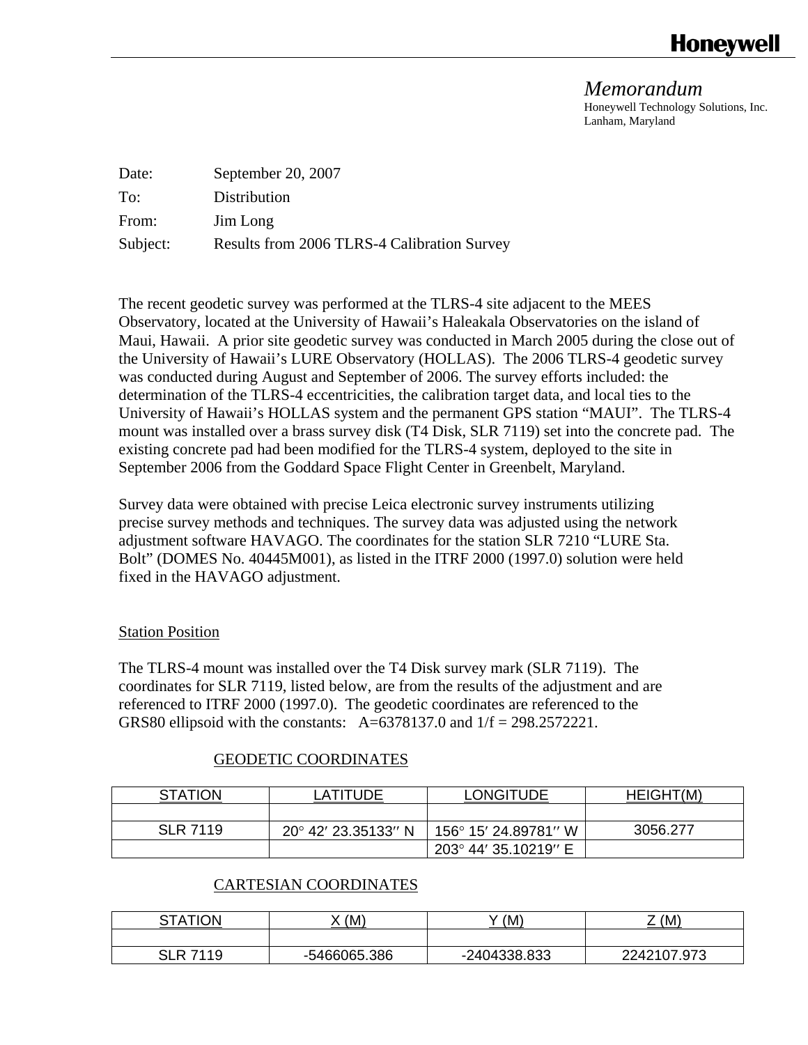**Honeywell**

*Memorandum*
Honeywell Technology Solutions, Inc.
Lanham, Maryland

Date: September 20, 2007
To: Distribution
From: Jim Long
Subject: Results from 2006 TLRS-4 Calibration Survey

The recent geodetic survey was performed at the TLRS-4 site adjacent to the MEES Observatory, located at the University of Hawaii's Haleakala Observatories on the island of Maui, Hawaii. A prior site geodetic survey was conducted in March 2005 during the close out of the University of Hawaii's LURE Observatory (HOLLAS). The 2006 TLRS-4 geodetic survey was conducted during August and September of 2006. The survey efforts included: the determination of the TLRS-4 eccentricities, the calibration target data, and local ties to the University of Hawaii's HOLLAS system and the permanent GPS station "MAUI". The TLRS-4 mount was installed over a brass survey disk (T4 Disk, SLR 7119) set into the concrete pad. The existing concrete pad had been modified for the TLRS-4 system, deployed to the site in September 2006 from the Goddard Space Flight Center in Greenbelt, Maryland.

Survey data were obtained with precise Leica electronic survey instruments utilizing precise survey methods and techniques. The survey data was adjusted using the network adjustment software HAVAGO. The coordinates for the station SLR 7210 "LURE Sta. Bolt" (DOMES No. 40445M001), as listed in the ITRF 2000 (1997.0) solution were held fixed in the HAVAGO adjustment.

## Station Position

The TLRS-4 mount was installed over the T4 Disk survey mark (SLR 7119). The coordinates for SLR 7119, listed below, are from the results of the adjustment and are referenced to ITRF 2000 (1997.0). The geodetic coordinates are referenced to the GRS80 ellipsoid with the constants: A=6378137.0 and 1/f = 298.2572221.

### GEODETIC COORDINATES

| STATION | LATITUDE | LONGITUDE | HEIGHT(M) |
|---|---|---|---|
| | | | |
| SLR 7119 | 20° 42′ 23.35133″ N | 156° 15′ 24.89781″ W | 3056.277 |
| | | 203° 44′ 35.10219″ E | |

### CARTESIAN COORDINATES

| STATION | X (M) | Y (M) | Z (M) |
|---|---|---|---|
| | | | |
| SLR 7119 | -5466065.386 | -2404338.833 | 2242107.973 |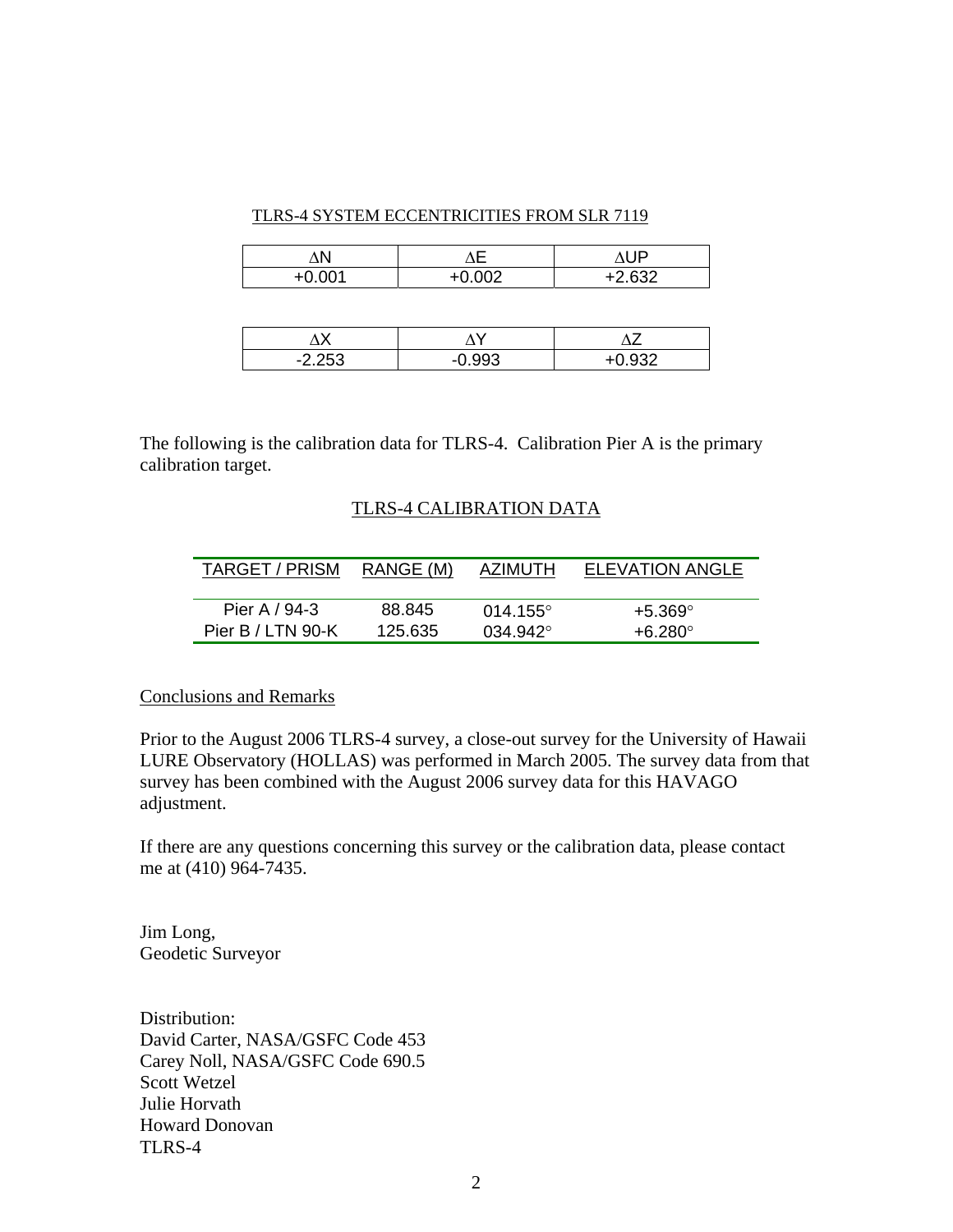TLRS-4 SYSTEM ECCENTRICITIES FROM SLR 7119

| ΔN | ΔE | ΔUP |
|---|---|---|
| +0.001 | +0.002 | +2.632 |

| ΔX | ΔY | ΔZ |
|---|---|---|
| -2.253 | -0.993 | +0.932 |

The following is the calibration data for TLRS-4. Calibration Pier A is the primary calibration target.

TLRS-4 CALIBRATION DATA

| TARGET / PRISM | RANGE (M) | AZIMUTH | ELEVATION ANGLE |
|---|---|---|---|
| Pier A / 94-3 | 88.845 | 014.155° | +5.369° |
| Pier B / LTN 90-K | 125.635 | 034.942° | +6.280° |

Conclusions and Remarks

Prior to the August 2006 TLRS-4 survey, a close-out survey for the University of Hawaii LURE Observatory (HOLLAS) was performed in March 2005. The survey data from that survey has been combined with the August 2006 survey data for this HAVAGO adjustment.

If there are any questions concerning this survey or the calibration data, please contact me at (410) 964-7435.

Jim Long,
Geodetic Surveyor

Distribution:
David Carter, NASA/GSFC Code 453
Carey Noll, NASA/GSFC Code 690.5
Scott Wetzel
Julie Horvath
Howard Donovan
TLRS-4